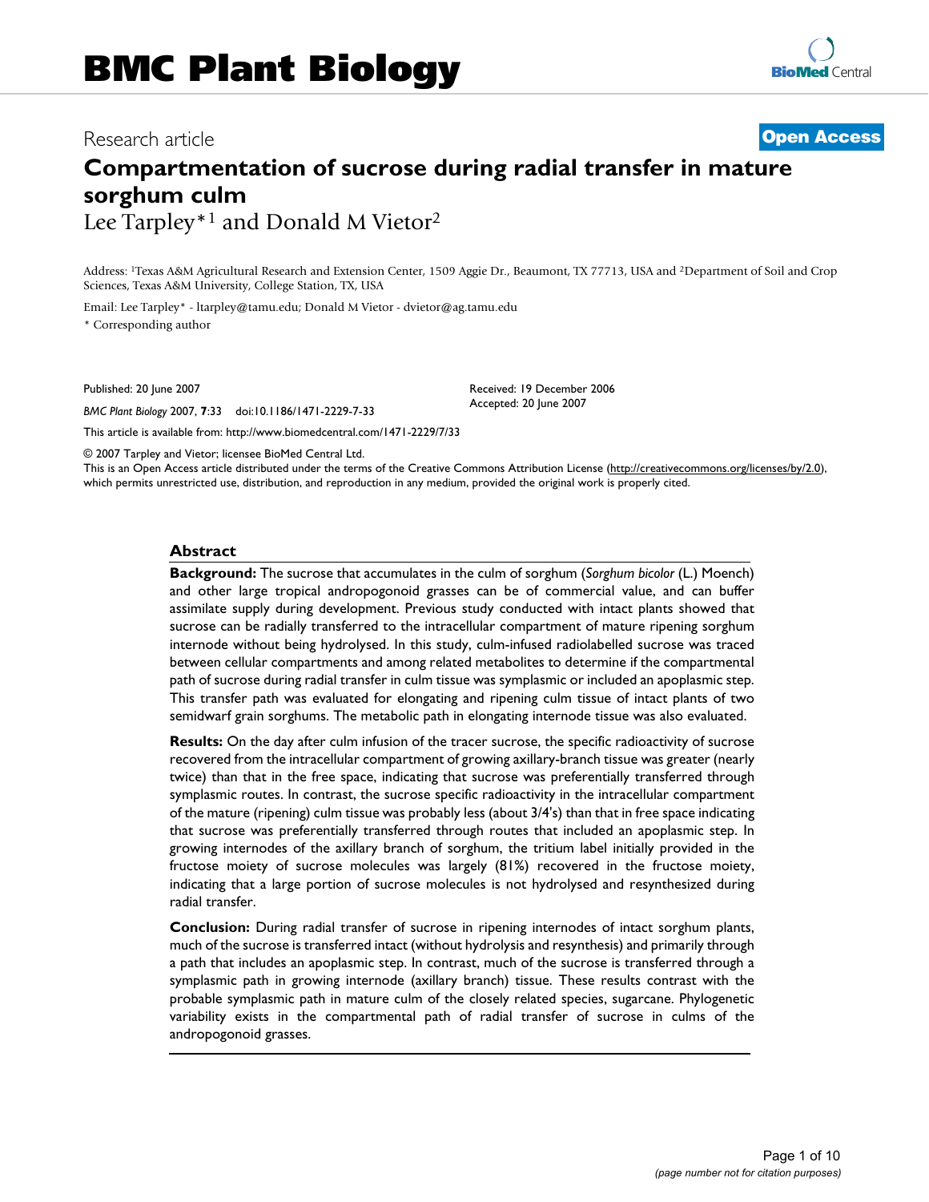# Compartmentation of sucrose during radial transfer in mature sorghum culm

Lee Tarpley*[1] and Donald M Vietor[2]

Address: [1]Texas A&M Agricultural Research and Extension Center, 1509 Aggie Dr., Beaumont, TX 77713, USA and [2]Department of Soil and Crop Sciences, Texas A&M University, College Station, TX, USA

Email: Lee Tarpley* - ltarpley@tamu.edu; Donald M Vietor - dvietor@ag.tamu.edu

\* Corresponding author

Published: 20 June 2007

*BMC Plant Biology* 2007, **7**:33 doi:10.1186/1471-2229-7-33

Received: 19 December 2006

Accepted: 20 June 2007

This article is available from: http://www.biomedcentral.com/1471-2229/7/33

© 2007 Tarpley and Vietor; licensee BioMed Central Ltd.

This is an Open Access article distributed under the terms of the Creative Commons Attribution License (http://creativecommons.org/licenses/by/2.0), which permits unrestricted use, distribution, and reproduction in any medium, provided the original work is properly cited.

## Abstract

**Background:** The sucrose that accumulates in the culm of sorghum (*Sorghum bicolor* (L.) Moench) and other large tropical andropogonoid grasses can be of commercial value, and can buffer assimilate supply during development. Previous study conducted with intact plants showed that sucrose can be radially transferred to the intracellular compartment of mature ripening sorghum internode without being hydrolysed. In this study, culm-infused radiolabelled sucrose was traced between cellular compartments and among related metabolites to determine if the compartmental path of sucrose during radial transfer in culm tissue was symplasmic or included an apoplasmic step. This transfer path was evaluated for elongating and ripening culm tissue of intact plants of two semidwarf grain sorghums. The metabolic path in elongating internode tissue was also evaluated.

**Results:** On the day after culm infusion of the tracer sucrose, the specific radioactivity of sucrose recovered from the intracellular compartment of growing axillary-branch tissue was greater (nearly twice) than that in the free space, indicating that sucrose was preferentially transferred through symplasmic routes. In contrast, the sucrose specific radioactivity in the intracellular compartment of the mature (ripening) culm tissue was probably less (about 3/4's) than that in free space indicating that sucrose was preferentially transferred through routes that included an apoplasmic step. In growing internodes of the axillary branch of sorghum, the tritium label initially provided in the fructose moiety of sucrose molecules was largely (81%) recovered in the fructose moiety, indicating that a large portion of sucrose molecules is not hydrolysed and resynthesized during radial transfer.

**Conclusion:** During radial transfer of sucrose in ripening internodes of intact sorghum plants, much of the sucrose is transferred intact (without hydrolysis and resynthesis) and primarily through a path that includes an apoplasmic step. In contrast, much of the sucrose is transferred through a symplasmic path in growing internode (axillary branch) tissue. These results contrast with the probable symplasmic path in mature culm of the closely related species, sugarcane. Phylogenetic variability exists in the compartmental path of radial transfer of sucrose in culms of the andropogonoid grasses.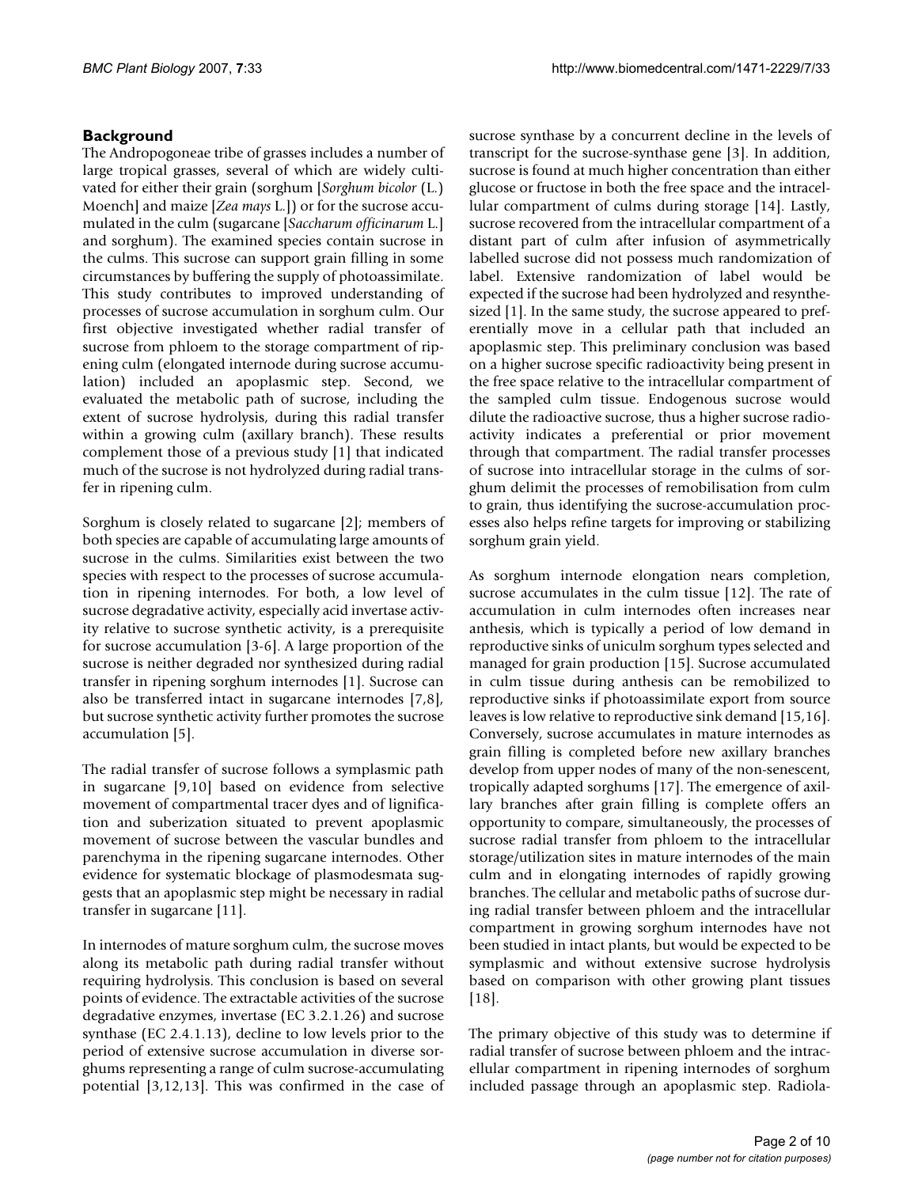## Background

The Andropogoneae tribe of grasses includes a number of large tropical grasses, several of which are widely cultivated for either their grain (sorghum [*Sorghum bicolor* (L.) Moench] and maize [*Zea mays* L.]) or for the sucrose accumulated in the culm (sugarcane [*Saccharum officinarum* L.] and sorghum). The examined species contain sucrose in the culms. This sucrose can support grain filling in some circumstances by buffering the supply of photoassimilate. This study contributes to improved understanding of processes of sucrose accumulation in sorghum culm. Our first objective investigated whether radial transfer of sucrose from phloem to the storage compartment of ripening culm (elongated internode during sucrose accumulation) included an apoplasmic step. Second, we evaluated the metabolic path of sucrose, including the extent of sucrose hydrolysis, during this radial transfer within a growing culm (axillary branch). These results complement those of a previous study [1] that indicated much of the sucrose is not hydrolyzed during radial transfer in ripening culm.

Sorghum is closely related to sugarcane [2]; members of both species are capable of accumulating large amounts of sucrose in the culms. Similarities exist between the two species with respect to the processes of sucrose accumulation in ripening internodes. For both, a low level of sucrose degradative activity, especially acid invertase activity relative to sucrose synthetic activity, is a prerequisite for sucrose accumulation [3-6]. A large proportion of the sucrose is neither degraded nor synthesized during radial transfer in ripening sorghum internodes [1]. Sucrose can also be transferred intact in sugarcane internodes [7,8], but sucrose synthetic activity further promotes the sucrose accumulation [5].

The radial transfer of sucrose follows a symplasmic path in sugarcane [9,10] based on evidence from selective movement of compartmental tracer dyes and of lignification and suberization situated to prevent apoplasmic movement of sucrose between the vascular bundles and parenchyma in the ripening sugarcane internodes. Other evidence for systematic blockage of plasmodesmata suggests that an apoplasmic step might be necessary in radial transfer in sugarcane [11].

In internodes of mature sorghum culm, the sucrose moves along its metabolic path during radial transfer without requiring hydrolysis. This conclusion is based on several points of evidence. The extractable activities of the sucrose degradative enzymes, invertase (EC 3.2.1.26) and sucrose synthase (EC 2.4.1.13), decline to low levels prior to the period of extensive sucrose accumulation in diverse sorghums representing a range of culm sucrose-accumulating potential [3,12,13]. This was confirmed in the case of sucrose synthase by a concurrent decline in the levels of transcript for the sucrose-synthase gene [3]. In addition, sucrose is found at much higher concentration than either glucose or fructose in both the free space and the intracellular compartment of culms during storage [14]. Lastly, sucrose recovered from the intracellular compartment of a distant part of culm after infusion of asymmetrically labelled sucrose did not possess much randomization of label. Extensive randomization of label would be expected if the sucrose had been hydrolyzed and resynthesized [1]. In the same study, the sucrose appeared to preferentially move in a cellular path that included an apoplasmic step. This preliminary conclusion was based on a higher sucrose specific radioactivity being present in the free space relative to the intracellular compartment of the sampled culm tissue. Endogenous sucrose would dilute the radioactive sucrose, thus a higher sucrose radioactivity indicates a preferential or prior movement through that compartment. The radial transfer processes of sucrose into intracellular storage in the culms of sorghum delimit the processes of remobilisation from culm to grain, thus identifying the sucrose-accumulation processes also helps refine targets for improving or stabilizing sorghum grain yield.

As sorghum internode elongation nears completion, sucrose accumulates in the culm tissue [12]. The rate of accumulation in culm internodes often increases near anthesis, which is typically a period of low demand in reproductive sinks of uniculm sorghum types selected and managed for grain production [15]. Sucrose accumulated in culm tissue during anthesis can be remobilized to reproductive sinks if photoassimilate export from source leaves is low relative to reproductive sink demand [15,16]. Conversely, sucrose accumulates in mature internodes as grain filling is completed before new axillary branches develop from upper nodes of many of the non-senescent, tropically adapted sorghums [17]. The emergence of axillary branches after grain filling is complete offers an opportunity to compare, simultaneously, the processes of sucrose radial transfer from phloem to the intracellular storage/utilization sites in mature internodes of the main culm and in elongating internodes of rapidly growing branches. The cellular and metabolic paths of sucrose during radial transfer between phloem and the intracellular compartment in growing sorghum internodes have not been studied in intact plants, but would be expected to be symplasmic and without extensive sucrose hydrolysis based on comparison with other growing plant tissues [18].

The primary objective of this study was to determine if radial transfer of sucrose between phloem and the intracellular compartment in ripening internodes of sorghum included passage through an apoplasmic step. Radiola-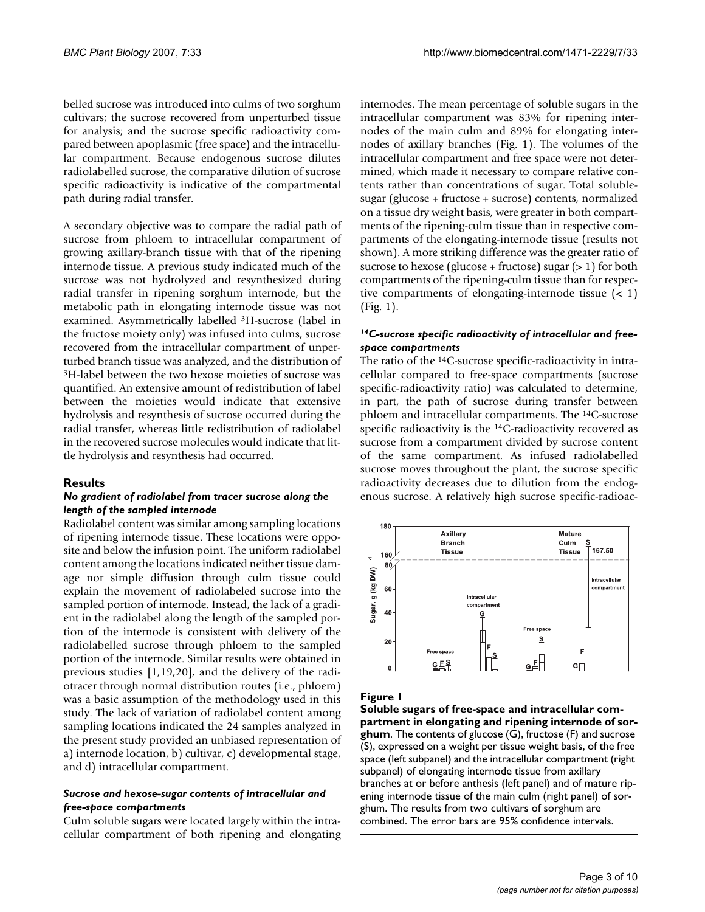belled sucrose was introduced into culms of two sorghum cultivars; the sucrose recovered from unperturbed tissue for analysis; and the sucrose specific radioactivity compared between apoplasmic (free space) and the intracellular compartment. Because endogenous sucrose dilutes radiolabelled sucrose, the comparative dilution of sucrose specific radioactivity is indicative of the compartmental path during radial transfer.

A secondary objective was to compare the radial path of sucrose from phloem to intracellular compartment of growing axillary-branch tissue with that of the ripening internode tissue. A previous study indicated much of the sucrose was not hydrolyzed and resynthesized during radial transfer in ripening sorghum internode, but the metabolic path in elongating internode tissue was not examined. Asymmetrically labelled $^3$H-sucrose (label in the fructose moiety only) was infused into culms, sucrose recovered from the intracellular compartment of unperturbed branch tissue was analyzed, and the distribution of $^3$H-label between the two hexose moieties of sucrose was quantified. An extensive amount of redistribution of label between the moieties would indicate that extensive hydrolysis and resynthesis of sucrose occurred during the radial transfer, whereas little redistribution of radiolabel in the recovered sucrose molecules would indicate that little hydrolysis and resynthesis had occurred.

## Results

### *No gradient of radiolabel from tracer sucrose along the length of the sampled internode*

Radiolabel content was similar among sampling locations of ripening internode tissue. These locations were opposite and below the infusion point. The uniform radiolabel content among the locations indicated neither tissue damage nor simple diffusion through culm tissue could explain the movement of radiolabeled sucrose into the sampled portion of internode. Instead, the lack of a gradient in the radiolabel along the length of the sampled portion of the internode is consistent with delivery of the radiolabelled sucrose through phloem to the sampled portion of the internode. Similar results were obtained in previous studies [1,19,20], and the delivery of the radiotracer through normal distribution routes (i.e., phloem) was a basic assumption of the methodology used in this study. The lack of variation of radiolabel content among sampling locations indicated the 24 samples analyzed in the present study provided an unbiased representation of a) internode location, b) cultivar, c) developmental stage, and d) intracellular compartment.

### *Sucrose and hexose-sugar contents of intracellular and free-space compartments*

Culm soluble sugars were located largely within the intracellular compartment of both ripening and elongating internodes. The mean percentage of soluble sugars in the intracellular compartment was 83% for ripening internodes of the main culm and 89% for elongating internodes of axillary branches (Fig. 1). The volumes of the intracellular compartment and free space were not determined, which made it necessary to compare relative contents rather than concentrations of sugar. Total soluble-sugar (glucose + fructose + sucrose) contents, normalized on a tissue dry weight basis, were greater in both compartments of the ripening-culm tissue than in respective compartments of the elongating-internode tissue (results not shown). A more striking difference was the greater ratio of sucrose to hexose (glucose + fructose) sugar (> 1) for both compartments of the ripening-culm tissue than for respective compartments of elongating-internode tissue (< 1) (Fig. 1).

### *$^{14}$C-sucrose specific radioactivity of intracellular and free-space compartments*

The ratio of the $^{14}$C-sucrose specific-radioactivity in intracellular compared to free-space compartments (sucrose specific-radioactivity ratio) was calculated to determine, in part, the path of sucrose during transfer between phloem and intracellular compartments. The $^{14}$C-sucrose specific radioactivity is the $^{14}$C-radioactivity recovered as sucrose from a compartment divided by sucrose content of the same compartment. As infused radiolabelled sucrose moves throughout the plant, the sucrose specific radioactivity decreases due to dilution from the endogenous sucrose. A relatively high sucrose specific-radioac-

Axillary Branch Tissue
Mature Culm Tissue
Sugar, g (kg DW)$^{-1}$
180
160
80
60
40
20
0
Free space
G F S
Intracellular compartment
G
F
S
Free space
G F S
Intracellular compartment
S
167.50
F
G

**Figure 1**

**Soluble sugars of free-space and intracellular compartment in elongating and ripening internode of sorghum**. The contents of glucose (G), fructose (F) and sucrose (S), expressed on a weight per tissue weight basis, of the free space (left subpanel) and the intracellular compartment (right subpanel) of elongating internode tissue from axillary branches at or before anthesis (left panel) and of mature ripening internode tissue of the main culm (right panel) of sorghum. The results from two cultivars of sorghum are combined. The error bars are 95% confidence intervals.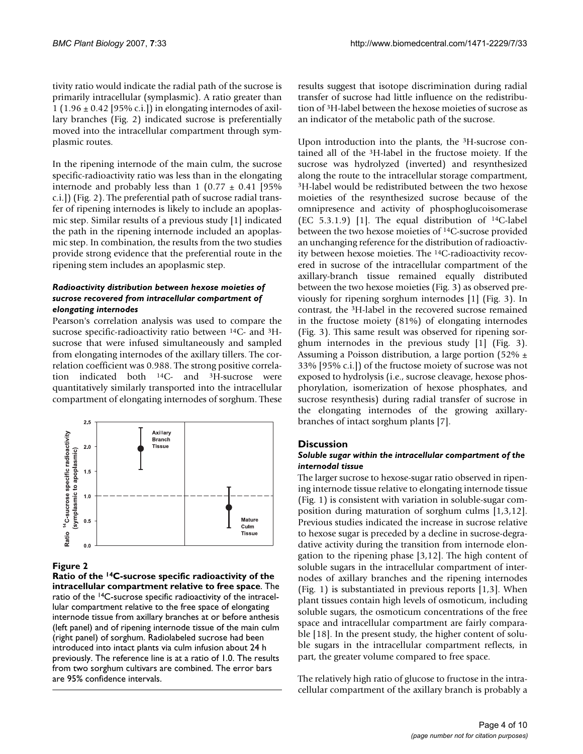tivity ratio would indicate the radial path of the sucrose is primarily intracellular (symplasmic). A ratio greater than 1 (1.96 ± 0.42 [95% c.i.]) in elongating internodes of axillary branches (Fig. 2) indicated sucrose is preferentially moved into the intracellular compartment through symplasmic routes.

In the ripening internode of the main culm, the sucrose specific-radioactivity ratio was less than in the elongating internode and probably less than 1 (0.77 ± 0.41 [95% c.i.]) (Fig. 2). The preferential path of sucrose radial transfer of ripening internodes is likely to include an apoplasmic step. Similar results of a previous study [1] indicated the path in the ripening internode included an apoplasmic step. In combination, the results from the two studies provide strong evidence that the preferential route in the ripening stem includes an apoplasmic step.

#### *Radioactivity distribution between hexose moieties of sucrose recovered from intracellular compartment of elongating internodes*

Pearson's correlation analysis was used to compare the sucrose specific-radioactivity ratio between $^{14}C$- and $^{3}H$-sucrose that were infused simultaneously and sampled from elongating internodes of the axillary tillers. The correlation coefficient was 0.988. The strong positive correlation indicated both $^{14}C$- and $^{3}H$-sucrose were quantitatively similarly transported into the intracellular compartment of elongating internodes of sorghum. These results suggest that isotope discrimination during radial transfer of sucrose had little influence on the redistribution of $^{3}H$-label between the hexose moieties of sucrose as an indicator of the metabolic path of the sucrose.

Upon introduction into the plants, the $^{3}H$-sucrose contained all of the $^{3}H$-label in the fructose moiety. If the sucrose was hydrolyzed (inverted) and resynthesized along the route to the intracellular storage compartment, $^{3}H$-label would be redistributed between the two hexose moieties of the resynthesized sucrose because of the omnipresence and activity of phosphoglucoisomerase (EC 5.3.1.9) [1]. The equal distribution of $^{14}C$-label between the two hexose moieties of $^{14}C$-sucrose provided an unchanging reference for the distribution of radioactivity between hexose moieties. The $^{14}C$-radioactivity recovered in sucrose of the intracellular compartment of the axillary-branch tissue remained equally distributed between the two hexose moieties (Fig. 3) as observed previously for ripening sorghum internodes [1] (Fig. 3). In contrast, the $^{3}H$-label in the recovered sucrose remained in the fructose moiety (81%) of elongating internodes (Fig. 3). This same result was observed for ripening sorghum internodes in the previous study [1] (Fig. 3). Assuming a Poisson distribution, a large portion (52% ± 33% [95% c.i.]) of the fructose moiety of sucrose was not exposed to hydrolysis (i.e., sucrose cleavage, hexose phosphorylation, isomerization of hexose phosphates, and sucrose resynthesis) during radial transfer of sucrose in the elongating internodes of the growing axillary-branches of intact sorghum plants [7].

**Figure 2**

**Ratio of the $^{14}C$-sucrose specific radioactivity of the intracellular compartment relative to free space.** The ratio of the $^{14}C$-sucrose specific radioactivity of the intracellular compartment relative to the free space of elongating internode tissue from axillary branches at or before anthesis (left panel) and of ripening internode tissue of the main culm (right panel) of sorghum. Radiolabeled sucrose had been introduced into intact plants via culm infusion about 24 h previously. The reference line is at a ratio of 1.0. The results from two sorghum cultivars are combined. The error bars are 95% confidence intervals.

## Discussion

### *Soluble sugar within the intracellular compartment of the internodal tissue*

The larger sucrose to hexose-sugar ratio observed in ripening internode tissue relative to elongating internode tissue (Fig. 1) is consistent with variation in soluble-sugar composition during maturation of sorghum culms [1,3,12]. Previous studies indicated the increase in sucrose relative to hexose sugar is preceded by a decline in sucrose-degradative activity during the transition from internode elongation to the ripening phase [3,12]. The high content of soluble sugars in the intracellular compartment of internodes of axillary branches and the ripening internodes (Fig. 1) is substantiated in previous reports [1,3]. When plant tissues contain high levels of osmoticum, including soluble sugars, the osmoticum concentrations of the free space and intracellular compartment are fairly comparable [18]. In the present study, the higher content of soluble sugars in the intracellular compartment reflects, in part, the greater volume compared to free space.

The relatively high ratio of glucose to fructose in the intracellular compartment of the axillary branch is probably a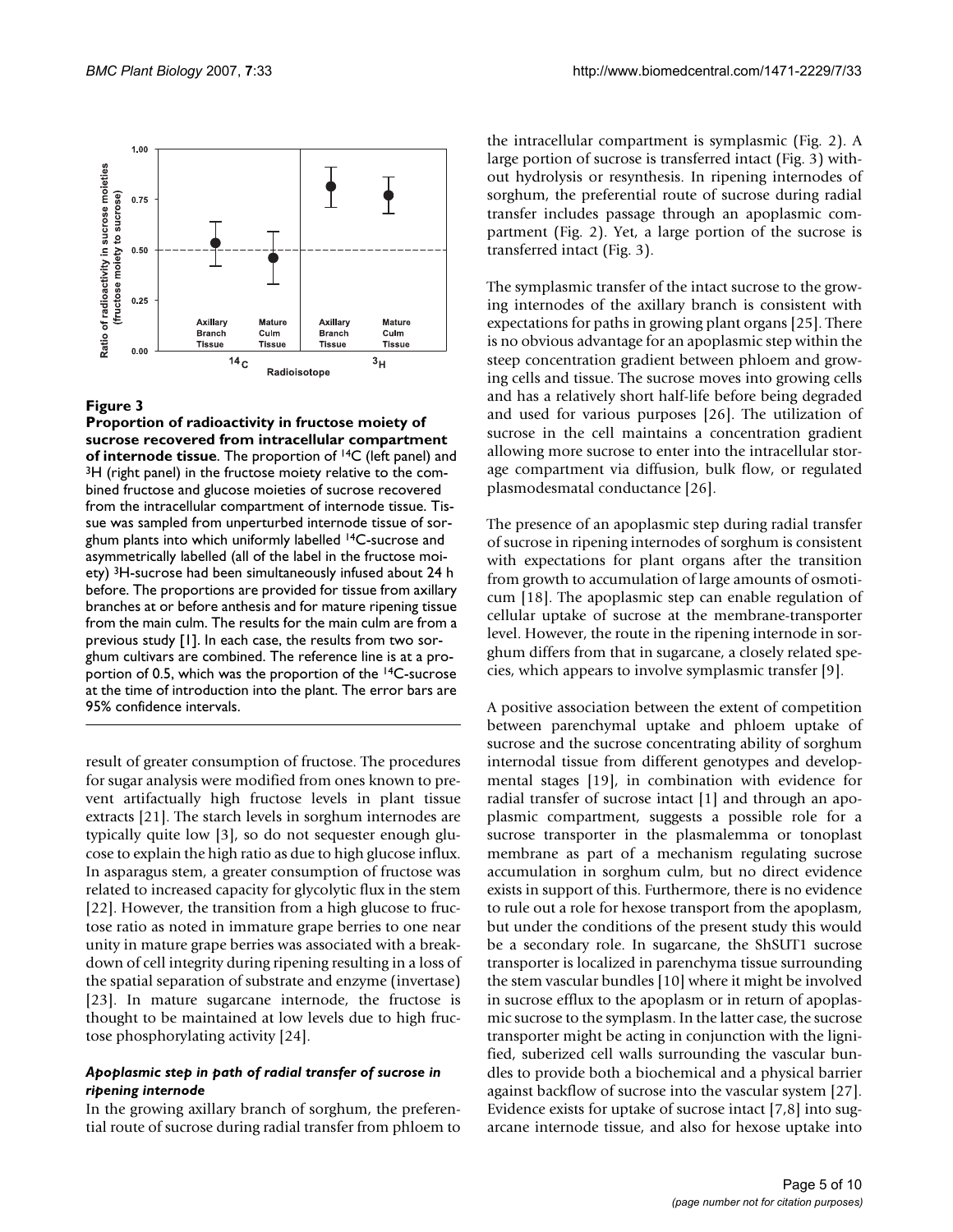**Figure 3**

**Proportion of radioactivity in fructose moiety of sucrose recovered from intracellular compartment of internode tissue**. The proportion of $^{14}C$ (left panel) and $^{3}H$ (right panel) in the fructose moiety relative to the combined fructose and glucose moieties of sucrose recovered from the intracellular compartment of internode tissue. Tissue was sampled from unperturbed internode tissue of sorghum plants into which uniformly labelled $^{14}C$-sucrose and asymmetrically labelled (all of the label in the fructose moiety) $^{3}H$-sucrose had been simultaneously infused about 24 h before. The proportions are provided for tissue from axillary branches at or before anthesis and for mature ripening tissue from the main culm. The results for the main culm are from a previous study [1]. In each case, the results from two sorghum cultivars are combined. The reference line is at a proportion of 0.5, which was the proportion of the $^{14}C$-sucrose at the time of introduction into the plant. The error bars are 95% confidence intervals.

result of greater consumption of fructose. The procedures for sugar analysis were modified from ones known to prevent artifactually high fructose levels in plant tissue extracts [21]. The starch levels in sorghum internodes are typically quite low [3], so do not sequester enough glucose to explain the high ratio as due to high glucose influx. In asparagus stem, a greater consumption of fructose was related to increased capacity for glycolytic flux in the stem [22]. However, the transition from a high glucose to fructose ratio as noted in immature grape berries to one near unity in mature grape berries was associated with a breakdown of cell integrity during ripening resulting in a loss of the spatial separation of substrate and enzyme (invertase) [23]. In mature sugarcane internode, the fructose is thought to be maintained at low levels due to high fructose phosphorylating activity [24].

### *Apoplasmic step in path of radial transfer of sucrose in ripening internode*

In the growing axillary branch of sorghum, the preferential route of sucrose during radial transfer from phloem to the intracellular compartment is symplasmic (Fig. 2). A large portion of sucrose is transferred intact (Fig. 3) without hydrolysis or resynthesis. In ripening internodes of sorghum, the preferential route of sucrose during radial transfer includes passage through an apoplasmic compartment (Fig. 2). Yet, a large portion of the sucrose is transferred intact (Fig. 3).

The symplasmic transfer of the intact sucrose to the growing internodes of the axillary branch is consistent with expectations for paths in growing plant organs [25]. There is no obvious advantage for an apoplasmic step within the steep concentration gradient between phloem and growing cells and tissue. The sucrose moves into growing cells and has a relatively short half-life before being degraded and used for various purposes [26]. The utilization of sucrose in the cell maintains a concentration gradient allowing more sucrose to enter into the intracellular storage compartment via diffusion, bulk flow, or regulated plasmodesmatal conductance [26].

The presence of an apoplasmic step during radial transfer of sucrose in ripening internodes of sorghum is consistent with expectations for plant organs after the transition from growth to accumulation of large amounts of osmoticum [18]. The apoplasmic step can enable regulation of cellular uptake of sucrose at the membrane-transporter level. However, the route in the ripening internode in sorghum differs from that in sugarcane, a closely related species, which appears to involve symplasmic transfer [9].

A positive association between the extent of competition between parenchymal uptake and phloem uptake of sucrose and the sucrose concentrating ability of sorghum internodal tissue from different genotypes and developmental stages [19], in combination with evidence for radial transfer of sucrose intact [1] and through an apoplasmic compartment, suggests a possible role for a sucrose transporter in the plasmalemma or tonoplast membrane as part of a mechanism regulating sucrose accumulation in sorghum culm, but no direct evidence exists in support of this. Furthermore, there is no evidence to rule out a role for hexose transport from the apoplasm, but under the conditions of the present study this would be a secondary role. In sugarcane, the ShSUT1 sucrose transporter is localized in parenchyma tissue surrounding the stem vascular bundles [10] where it might be involved in sucrose efflux to the apoplasm or in return of apoplasmic sucrose to the symplasm. In the latter case, the sucrose transporter might be acting in conjunction with the lignified, suberized cell walls surrounding the vascular bundles to provide both a biochemical and a physical barrier against backflow of sucrose into the vascular system [27]. Evidence exists for uptake of sucrose intact [7,8] into sugarcane internode tissue, and also for hexose uptake into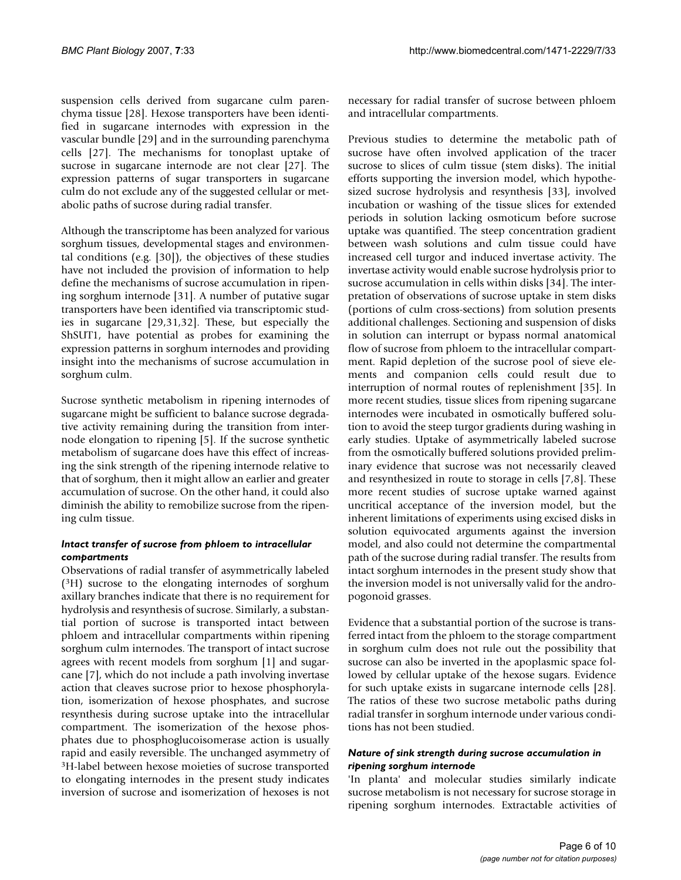suspension cells derived from sugarcane culm parenchyma tissue [28]. Hexose transporters have been identified in sugarcane internodes with expression in the vascular bundle [29] and in the surrounding parenchyma cells [27]. The mechanisms for tonoplast uptake of sucrose in sugarcane internode are not clear [27]. The expression patterns of sugar transporters in sugarcane culm do not exclude any of the suggested cellular or metabolic paths of sucrose during radial transfer.

Although the transcriptome has been analyzed for various sorghum tissues, developmental stages and environmental conditions (e.g. [30]), the objectives of these studies have not included the provision of information to help define the mechanisms of sucrose accumulation in ripening sorghum internode [31]. A number of putative sugar transporters have been identified via transcriptomic studies in sugarcane [29,31,32]. These, but especially the ShSUT1, have potential as probes for examining the expression patterns in sorghum internodes and providing insight into the mechanisms of sucrose accumulation in sorghum culm.

Sucrose synthetic metabolism in ripening internodes of sugarcane might be sufficient to balance sucrose degradative activity remaining during the transition from internode elongation to ripening [5]. If the sucrose synthetic metabolism of sugarcane does have this effect of increasing the sink strength of the ripening internode relative to that of sorghum, then it might allow an earlier and greater accumulation of sucrose. On the other hand, it could also diminish the ability to remobilize sucrose from the ripening culm tissue.

#### *Intact transfer of sucrose from phloem to intracellular compartments*

Observations of radial transfer of asymmetrically labeled ($^3H$) sucrose to the elongating internodes of sorghum axillary branches indicate that there is no requirement for hydrolysis and resynthesis of sucrose. Similarly, a substantial portion of sucrose is transported intact between phloem and intracellular compartments within ripening sorghum culm internodes. The transport of intact sucrose agrees with recent models from sorghum [1] and sugarcane [7], which do not include a path involving invertase action that cleaves sucrose prior to hexose phosphorylation, isomerization of hexose phosphates, and sucrose resynthesis during sucrose uptake into the intracellular compartment. The isomerization of the hexose phosphates due to phosphoglucoisomerase action is usually rapid and easily reversible. The unchanged asymmetry of $^3H$-label between hexose moieties of sucrose transported to elongating internodes in the present study indicates inversion of sucrose and isomerization of hexoses is not necessary for radial transfer of sucrose between phloem and intracellular compartments.

Previous studies to determine the metabolic path of sucrose have often involved application of the tracer sucrose to slices of culm tissue (stem disks). The initial efforts supporting the inversion model, which hypothesized sucrose hydrolysis and resynthesis [33], involved incubation or washing of the tissue slices for extended periods in solution lacking osmoticum before sucrose uptake was quantified. The steep concentration gradient between wash solutions and culm tissue could have increased cell turgor and induced invertase activity. The invertase activity would enable sucrose hydrolysis prior to sucrose accumulation in cells within disks [34]. The interpretation of observations of sucrose uptake in stem disks (portions of culm cross-sections) from solution presents additional challenges. Sectioning and suspension of disks in solution can interrupt or bypass normal anatomical flow of sucrose from phloem to the intracellular compartment. Rapid depletion of the sucrose pool of sieve elements and companion cells could result due to interruption of normal routes of replenishment [35]. In more recent studies, tissue slices from ripening sugarcane internodes were incubated in osmotically buffered solution to avoid the steep turgor gradients during washing in early studies. Uptake of asymmetrically labeled sucrose from the osmotically buffered solutions provided preliminary evidence that sucrose was not necessarily cleaved and resynthesized in route to storage in cells [7,8]. These more recent studies of sucrose uptake warned against uncritical acceptance of the inversion model, but the inherent limitations of experiments using excised disks in solution equivocated arguments against the inversion model, and also could not determine the compartmental path of the sucrose during radial transfer. The results from intact sorghum internodes in the present study show that the inversion model is not universally valid for the andropogonoid grasses.

Evidence that a substantial portion of the sucrose is transferred intact from the phloem to the storage compartment in sorghum culm does not rule out the possibility that sucrose can also be inverted in the apoplasmic space followed by cellular uptake of the hexose sugars. Evidence for such uptake exists in sugarcane internode cells [28]. The ratios of these two sucrose metabolic paths during radial transfer in sorghum internode under various conditions has not been studied.

#### *Nature of sink strength during sucrose accumulation in ripening sorghum internode*

'In planta' and molecular studies similarly indicate sucrose metabolism is not necessary for sucrose storage in ripening sorghum internodes. Extractable activities of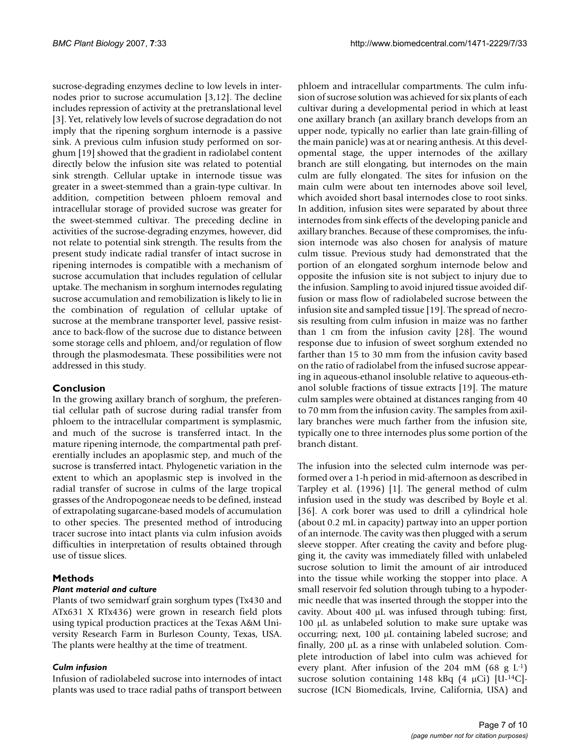sucrose-degrading enzymes decline to low levels in internodes prior to sucrose accumulation [3,12]. The decline includes repression of activity at the pretranslational level [3]. Yet, relatively low levels of sucrose degradation do not imply that the ripening sorghum internode is a passive sink. A previous culm infusion study performed on sorghum [19] showed that the gradient in radiolabel content directly below the infusion site was related to potential sink strength. Cellular uptake in internode tissue was greater in a sweet-stemmed than a grain-type cultivar. In addition, competition between phloem removal and intracellular storage of provided sucrose was greater for the sweet-stemmed cultivar. The preceding decline in activities of the sucrose-degrading enzymes, however, did not relate to potential sink strength. The results from the present study indicate radial transfer of intact sucrose in ripening internodes is compatible with a mechanism of sucrose accumulation that includes regulation of cellular uptake. The mechanism in sorghum internodes regulating sucrose accumulation and remobilization is likely to lie in the combination of regulation of cellular uptake of sucrose at the membrane transporter level, passive resistance to back-flow of the sucrose due to distance between some storage cells and phloem, and/or regulation of flow through the plasmodesmata. These possibilities were not addressed in this study.

## Conclusion

In the growing axillary branch of sorghum, the preferential cellular path of sucrose during radial transfer from phloem to the intracellular compartment is symplasmic, and much of the sucrose is transferred intact. In the mature ripening internode, the compartmental path preferentially includes an apoplasmic step, and much of the sucrose is transferred intact. Phylogenetic variation in the extent to which an apoplasmic step is involved in the radial transfer of sucrose in culms of the large tropical grasses of the Andropogoneae needs to be defined, instead of extrapolating sugarcane-based models of accumulation to other species. The presented method of introducing tracer sucrose into intact plants via culm infusion avoids difficulties in interpretation of results obtained through use of tissue slices.

## Methods

### *Plant material and culture*

Plants of two semidwarf grain sorghum types (Tx430 and ATx631 X RTx436) were grown in research field plots using typical production practices at the Texas A&M University Research Farm in Burleson County, Texas, USA. The plants were healthy at the time of treatment.

### *Culm infusion*

Infusion of radiolabeled sucrose into internodes of intact plants was used to trace radial paths of transport between phloem and intracellular compartments. The culm infusion of sucrose solution was achieved for six plants of each cultivar during a developmental period in which at least one axillary branch (an axillary branch develops from an upper node, typically no earlier than late grain-filling of the main panicle) was at or nearing anthesis. At this developmental stage, the upper internodes of the axillary branch are still elongating, but internodes on the main culm are fully elongated. The sites for infusion on the main culm were about ten internodes above soil level, which avoided short basal internodes close to root sinks. In addition, infusion sites were separated by about three internodes from sink effects of the developing panicle and axillary branches. Because of these compromises, the infusion internode was also chosen for analysis of mature culm tissue. Previous study had demonstrated that the portion of an elongated sorghum internode below and opposite the infusion site is not subject to injury due to the infusion. Sampling to avoid injured tissue avoided diffusion or mass flow of radiolabeled sucrose between the infusion site and sampled tissue [19]. The spread of necrosis resulting from culm infusion in maize was no farther than 1 cm from the infusion cavity [28]. The wound response due to infusion of sweet sorghum extended no farther than 15 to 30 mm from the infusion cavity based on the ratio of radiolabel from the infused sucrose appearing in aqueous-ethanol insoluble relative to aqueous-ethanol soluble fractions of tissue extracts [19]. The mature culm samples were obtained at distances ranging from 40 to 70 mm from the infusion cavity. The samples from axillary branches were much farther from the infusion site, typically one to three internodes plus some portion of the branch distant.

The infusion into the selected culm internode was performed over a 1-h period in mid-afternoon as described in Tarpley et al. (1996) [1]. The general method of culm infusion used in the study was described by Boyle et al. [36]. A cork borer was used to drill a cylindrical hole (about 0.2 mL in capacity) partway into an upper portion of an internode. The cavity was then plugged with a serum sleeve stopper. After creating the cavity and before plugging it, the cavity was immediately filled with unlabeled sucrose solution to limit the amount of air introduced into the tissue while working the stopper into place. A small reservoir fed solution through tubing to a hypodermic needle that was inserted through the stopper into the cavity. About 400 μL was infused through tubing: first, 100 μL as unlabeled solution to make sure uptake was occurring; next, 100 μL containing labeled sucrose; and finally, 200 μL as a rinse with unlabeled solution. Complete introduction of label into culm was achieved for every plant. After infusion of the 204 mM (68 g $L^{-1}$) sucrose solution containing 148 kBq (4 μCi) [U-$^{14}$C]-sucrose (ICN Biomedicals, Irvine, California, USA) and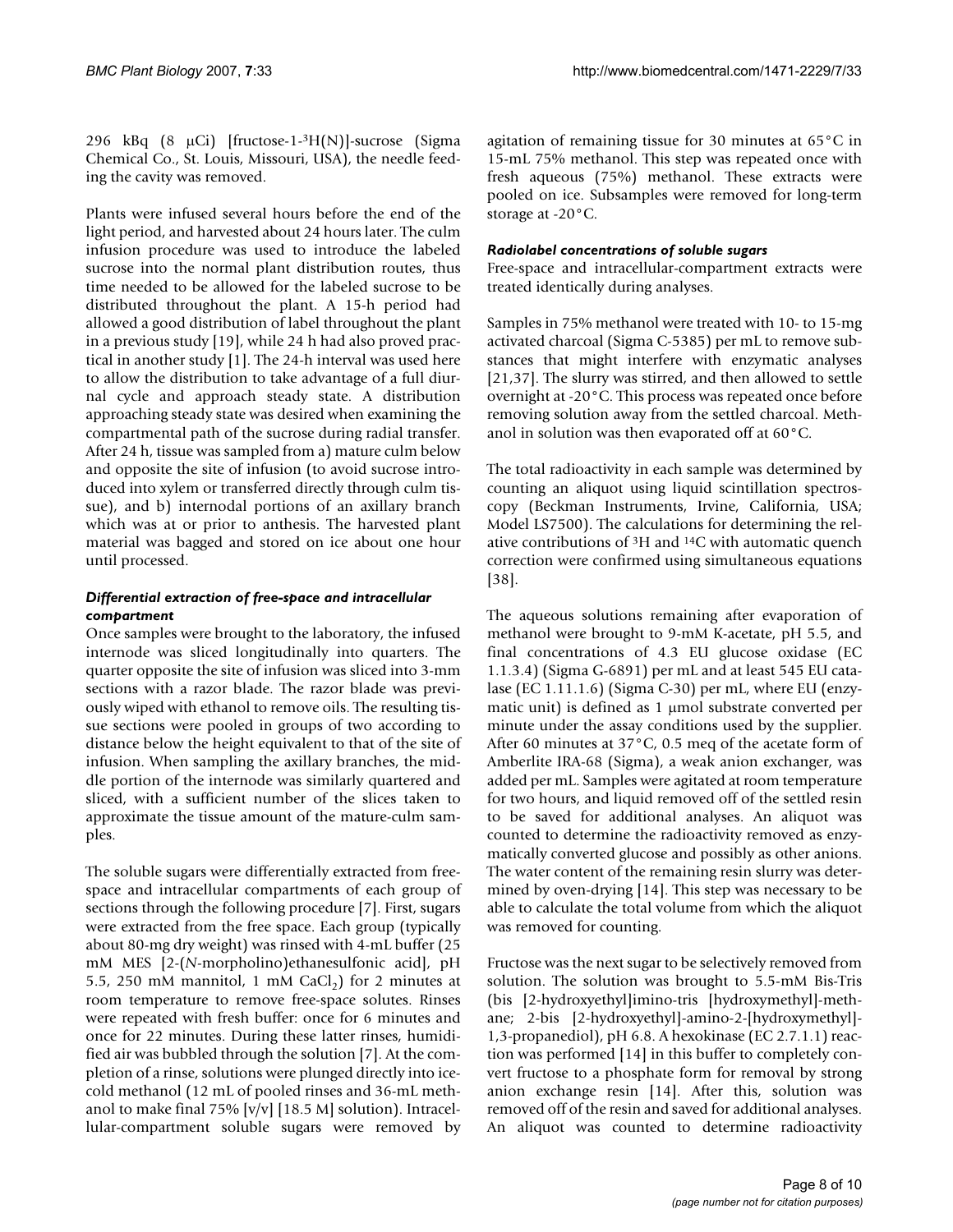296 kBq (8 μCi) [fructose-1-$^3$H(N)]-sucrose (Sigma Chemical Co., St. Louis, Missouri, USA), the needle feeding the cavity was removed.

Plants were infused several hours before the end of the light period, and harvested about 24 hours later. The culm infusion procedure was used to introduce the labeled sucrose into the normal plant distribution routes, thus time needed to be allowed for the labeled sucrose to be distributed throughout the plant. A 15-h period had allowed a good distribution of label throughout the plant in a previous study [19], while 24 h had also proved practical in another study [1]. The 24-h interval was used here to allow the distribution to take advantage of a full diurnal cycle and approach steady state. A distribution approaching steady state was desired when examining the compartmental path of the sucrose during radial transfer. After 24 h, tissue was sampled from a) mature culm below and opposite the site of infusion (to avoid sucrose introduced into xylem or transferred directly through culm tissue), and b) internodal portions of an axillary branch which was at or prior to anthesis. The harvested plant material was bagged and stored on ice about one hour until processed.

### *Differential extraction of free-space and intracellular compartment*

Once samples were brought to the laboratory, the infused internode was sliced longitudinally into quarters. The quarter opposite the site of infusion was sliced into 3-mm sections with a razor blade. The razor blade was previously wiped with ethanol to remove oils. The resulting tissue sections were pooled in groups of two according to distance below the height equivalent to that of the site of infusion. When sampling the axillary branches, the middle portion of the internode was similarly quartered and sliced, with a sufficient number of the slices taken to approximate the tissue amount of the mature-culm samples.

The soluble sugars were differentially extracted from free-space and intracellular compartments of each group of sections through the following procedure [7]. First, sugars were extracted from the free space. Each group (typically about 80-mg dry weight) was rinsed with 4-mL buffer (25 mM MES [2-(*N*-morpholino)ethanesulfonic acid], pH 5.5, 250 mM mannitol, 1 mM $CaCl_2$) for 2 minutes at room temperature to remove free-space solutes. Rinses were repeated with fresh buffer: once for 6 minutes and once for 22 minutes. During these latter rinses, humidified air was bubbled through the solution [7]. At the completion of a rinse, solutions were plunged directly into ice-cold methanol (12 mL of pooled rinses and 36-mL methanol to make final 75% [v/v] [18.5 M] solution). Intracellular-compartment soluble sugars were removed by agitation of remaining tissue for 30 minutes at 65°C in 15-mL 75% methanol. This step was repeated once with fresh aqueous (75%) methanol. These extracts were pooled on ice. Subsamples were removed for long-term storage at -20°C.

### *Radiolabel concentrations of soluble sugars*

Free-space and intracellular-compartment extracts were treated identically during analyses.

Samples in 75% methanol were treated with 10- to 15-mg activated charcoal (Sigma C-5385) per mL to remove substances that might interfere with enzymatic analyses [21,37]. The slurry was stirred, and then allowed to settle overnight at -20°C. This process was repeated once before removing solution away from the settled charcoal. Methanol in solution was then evaporated off at 60°C.

The total radioactivity in each sample was determined by counting an aliquot using liquid scintillation spectroscopy (Beckman Instruments, Irvine, California, USA; Model LS7500). The calculations for determining the relative contributions of $^3$H and $^{14}$C with automatic quench correction were confirmed using simultaneous equations [38].

The aqueous solutions remaining after evaporation of methanol were brought to 9-mM K-acetate, pH 5.5, and final concentrations of 4.3 EU glucose oxidase (EC 1.1.3.4) (Sigma G-6891) per mL and at least 545 EU catalase (EC 1.11.1.6) (Sigma C-30) per mL, where EU (enzymatic unit) is defined as 1 μmol substrate converted per minute under the assay conditions used by the supplier. After 60 minutes at 37°C, 0.5 meq of the acetate form of Amberlite IRA-68 (Sigma), a weak anion exchanger, was added per mL. Samples were agitated at room temperature for two hours, and liquid removed off of the settled resin to be saved for additional analyses. An aliquot was counted to determine the radioactivity removed as enzymatically converted glucose and possibly as other anions. The water content of the remaining resin slurry was determined by oven-drying [14]. This step was necessary to be able to calculate the total volume from which the aliquot was removed for counting.

Fructose was the next sugar to be selectively removed from solution. The solution was brought to 5.5-mM Bis-Tris (bis [2-hydroxyethyl]imino-tris [hydroxymethyl]-methane; 2-bis [2-hydroxyethyl]-amino-2-[hydroxymethyl]-1,3-propanediol), pH 6.8. A hexokinase (EC 2.7.1.1) reaction was performed [14] in this buffer to completely convert fructose to a phosphate form for removal by strong anion exchange resin [14]. After this, solution was removed off of the resin and saved for additional analyses. An aliquot was counted to determine radioactivity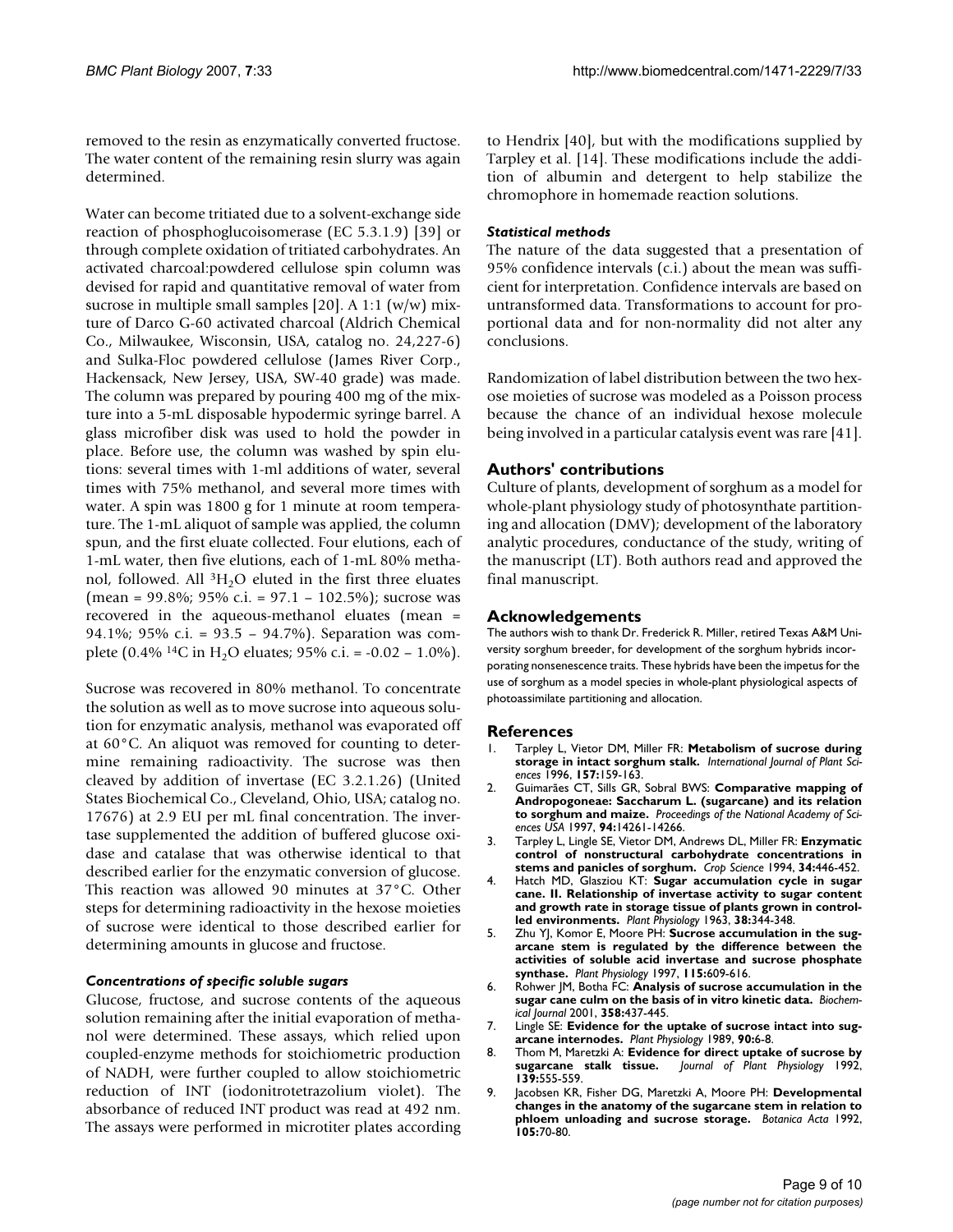removed to the resin as enzymatically converted fructose. The water content of the remaining resin slurry was again determined.

Water can become tritiated due to a solvent-exchange side reaction of phosphoglucoisomerase (EC 5.3.1.9) [39] or through complete oxidation of tritiated carbohydrates. An activated charcoal:powdered cellulose spin column was devised for rapid and quantitative removal of water from sucrose in multiple small samples [20]. A 1:1 (w/w) mixture of Darco G-60 activated charcoal (Aldrich Chemical Co., Milwaukee, Wisconsin, USA, catalog no. 24,227-6) and Sulka-Floc powdered cellulose (James River Corp., Hackensack, New Jersey, USA, SW-40 grade) was made. The column was prepared by pouring 400 mg of the mixture into a 5-mL disposable hypodermic syringe barrel. A glass microfiber disk was used to hold the powder in place. Before use, the column was washed by spin elutions: several times with 1-ml additions of water, several times with 75% methanol, and several more times with water. A spin was 1800 g for 1 minute at room temperature. The 1-mL aliquot of sample was applied, the column spun, and the first eluate collected. Four elutions, each of 1-mL water, then five elutions, each of 1-mL 80% methanol, followed. All $^3H_2O$ eluted in the first three eluates (mean = 99.8%; 95% c.i. = 97.1 – 102.5%); sucrose was recovered in the aqueous-methanol eluates (mean = 94.1%; 95% c.i. = 93.5 – 94.7%). Separation was complete (0.4% $^{14}C$ in $H_2O$ eluates; 95% c.i. = -0.02 – 1.0%).

Sucrose was recovered in 80% methanol. To concentrate the solution as well as to move sucrose into aqueous solution for enzymatic analysis, methanol was evaporated off at 60°C. An aliquot was removed for counting to determine remaining radioactivity. The sucrose was then cleaved by addition of invertase (EC 3.2.1.26) (United States Biochemical Co., Cleveland, Ohio, USA; catalog no. 17676) at 2.9 EU per mL final concentration. The invertase supplemented the addition of buffered glucose oxidase and catalase that was otherwise identical to that described earlier for the enzymatic conversion of glucose. This reaction was allowed 90 minutes at 37°C. Other steps for determining radioactivity in the hexose moieties of sucrose were identical to those described earlier for determining amounts in glucose and fructose.

### *Concentrations of specific soluble sugars*

Glucose, fructose, and sucrose contents of the aqueous solution remaining after the initial evaporation of methanol were determined. These assays, which relied upon coupled-enzyme methods for stoichiometric production of NADH, were further coupled to allow stoichiometric reduction of INT (iodonitrotetrazolium violet). The absorbance of reduced INT product was read at 492 nm. The assays were performed in microtiter plates according to Hendrix [40], but with the modifications supplied by Tarpley et al. [14]. These modifications include the addition of albumin and detergent to help stabilize the chromophore in homemade reaction solutions.

### *Statistical methods*

The nature of the data suggested that a presentation of 95% confidence intervals (c.i.) about the mean was sufficient for interpretation. Confidence intervals are based on untransformed data. Transformations to account for proportional data and for non-normality did not alter any conclusions.

Randomization of label distribution between the two hexose moieties of sucrose was modeled as a Poisson process because the chance of an individual hexose molecule being involved in a particular catalysis event was rare [41].

## Authors' contributions

Culture of plants, development of sorghum as a model for whole-plant physiology study of photosynthate partitioning and allocation (DMV); development of the laboratory analytic procedures, conductance of the study, writing of the manuscript (LT). Both authors read and approved the final manuscript.

## Acknowledgements

The authors wish to thank Dr. Frederick R. Miller, retired Texas A&M University sorghum breeder, for development of the sorghum hybrids incorporating nonsenescence traits. These hybrids have been the impetus for the use of sorghum as a model species in whole-plant physiological aspects of photoassimilate partitioning and allocation.

## References

1. Tarpley L, Vietor DM, Miller FR: **Metabolism of sucrose during storage in intact sorghum stalk.** *International Journal of Plant Sciences* 1996, **157:**159-163.
2. Guimarães CT, Sills GR, Sobral BWS: **Comparative mapping of Andropogoneae: Saccharum L. (sugarcane) and its relation to sorghum and maize.** *Proceedings of the National Academy of Sciences USA* 1997, **94:**14261-14266.
3. Tarpley L, Lingle SE, Vietor DM, Andrews DL, Miller FR: **Enzymatic control of nonstructural carbohydrate concentrations in stems and panicles of sorghum.** *Crop Science* 1994, **34:**446-452.
4. Hatch MD, Glasziou KT: **Sugar accumulation cycle in sugar cane. II. Relationship of invertase activity to sugar content and growth rate in storage tissue of plants grown in controlled environments.** *Plant Physiology* 1963, **38:**344-348.
5. Zhu YJ, Komor E, Moore PH: **Sucrose accumulation in the sugarcane stem is regulated by the difference between the activities of soluble acid invertase and sucrose phosphate synthase.** *Plant Physiology* 1997, **115:**609-616.
6. Rohwer JM, Botha FC: **Analysis of sucrose accumulation in the sugar cane culm on the basis of in vitro kinetic data.** *Biochemical Journal* 2001, **358:**437-445.
7. Lingle SE: **Evidence for the uptake of sucrose intact into sugarcane internodes.** *Plant Physiology* 1989, **90:**6-8.
8. Thom M, Maretzki A: **Evidence for direct uptake of sucrose by sugarcane stalk tissue.** *Journal of Plant Physiology* 1992, **139:**555-559.
9. Jacobsen KR, Fisher DG, Maretzki A, Moore PH: **Developmental changes in the anatomy of the sugarcane stem in relation to phloem unloading and sucrose storage.** *Botanica Acta* 1992, **105:**70-80.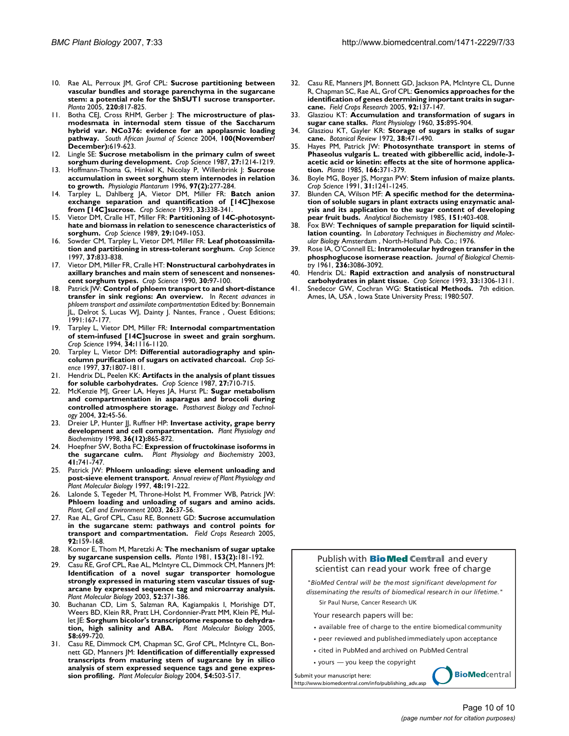10. Rae AL, Perroux JM, Grof CPL: **Sucrose partitioning between vascular bundles and storage parenchyma in the sugarcane stem: a potential role for the ShSUT1 sucrose transporter.** *Planta* 2005, **220:**817-825.
11. Botha CEJ, Cross RHM, Gerber J: **The microstructure of plasmodesmata in internodal stem tissue of the Saccharum hybrid var. NCo376: evidence for an apoplasmic loading pathway.** *South African Journal of Science* 2004, **100(November/December):**619-623.
12. Lingle SE: **Sucrose metabolism in the primary culm of sweet sorghum during development.** *Crop Science* 1987, **27:**1214-1219.
13. Hoffmann-Thoma G, Hinkel K, Nicolay P, Willenbrink J: **Sucrose accumulation in sweet sorghum stem internodes in relation to growth.** *Physiologia Plantarum* 1996, **97(2):**277-284.
14. Tarpley L, Dahlberg JA, Vietor DM, Miller FR: **Batch anion exchange separation and quantification of [14C]hexose from [14C]sucrose.** *Crop Science* 1993, **33:**338-341.
15. Vietor DM, Cralle HT, Miller FR: **Partitioning of 14C-photosynthate and biomass in relation to senescence characteristics of sorghum.** *Crop Science* 1989, **29:**1049-1053.
16. Sowder CM, Tarpley L, Vietor DM, Miller FR: **Leaf photoassimilation and partitioning in stress-tolerant sorghum.** *Crop Science* 1997, **37:**833-838.
17. Vietor DM, Miller FR, Cralle HT: **Nonstructural carbohydrates in axillary branches and main stem of senescent and nonsenescent sorghum types.** *Crop Science* 1990, **30:**97-100.
18. Patrick JW: **Control of phloem transport to and short-distance transfer in sink regions: An overview.** In *Recent advances in phloem transport and assimilate compartmentation* Edited by: Bonnemain JL, Delrot S, Lucas WJ, Dainty J. Nantes, France , Ouest Editions; 1991:167-177.
19. Tarpley L, Vietor DM, Miller FR: **Internodal compartmentation of stem-infused [14C]sucrose in sweet and grain sorghum.** *Crop Science* 1994, **34:**1116-1120.
20. Tarpley L, Vietor DM: **Differential autoradiography and spin-column purification of sugars on activated charcoal.** *Crop Science* 1997, **37:**1807-1811.
21. Hendrix DL, Peelen KK: **Artifacts in the analysis of plant tissues for soluble carbohydrates.** *Crop Science* 1987, **27:**710-715.
22. McKenzie MJ, Greer LA, Heyes JA, Hurst PL: **Sugar metabolism and compartmentation in asparagus and broccoli during controlled atmosphere storage.** *Postharvest Biology and Technology* 2004, **32:**45-56.
23. Dreier LP, Hunter JJ, Ruffner HP: **Invertase activity, grape berry development and cell compartmentation.** *Plant Physiology and Biochemistry* 1998, **36(12):**865-872.
24. Hoepfner SW, Botha FC: **Expression of fructokinase isoforms in the sugarcane culm.** *Plant Physiology and Biochemistry* 2003, **41:**741-747.
25. Patrick JW: **Phloem unloading: sieve element unloading and post-sieve element transport.** *Annual review of Plant Physiology and Plant Molecular Biology* 1997, **48:**191-222.
26. Lalonde S, Tegeder M, Throne-Holst M, Frommer WB, Patrick JW: **Phloem loading and unloading of sugars and amino acids.** *Plant, Cell and Environment* 2003, **26:**37-56.
27. Rae AL, Grof CPL, Casu RE, Bonnett GD: **Sucrose accumulation in the sugarcane stem: pathways and control points for transport and compartmentation.** *Field Crops Research* 2005, **92:**159-168.
28. Komor E, Thom M, Maretzki A: **The mechanism of sugar uptake by sugarcane suspension cells.** *Planta* 1981, **153(2):**181-192.
29. Casu RE, Grof CPL, Rae AL, McIntyre CL, Dimmock CM, Manners JM: **Identification of a novel sugar transporter homologue strongly expressed in maturing stem vascular tissues of sugarcane by expressed sequence tag and microarray analysis.** *Plant Molecular Biology* 2003, **52:**371-386.
30. Buchanan CD, Lim S, Salzman RA, Kagiampakis I, Morishige DT, Weers BD, Klein RR, Pratt LH, Cordonnier-Pratt MM, Klein PE, Mullet JE: **Sorghum bicolor's transcriptome response to dehydration, high salinity and ABA.** *Plant Molecular Biology* 2005, **58:**699-720.
31. Casu RE, Dimmock CM, Chapman SC, Grof CPL, McIntyre CL, Bonnett GD, Manners JM: **Identification of differentially expressed transcripts from maturing stem of sugarcane by in silico analysis of stem expressed sequence tags and gene expression profiling.** *Plant Molecular Biology* 2004, **54:**503-517.
32. Casu RE, Manners JM, Bonnett GD, Jackson PA, McIntyre CL, Dunne R, Chapman SC, Rae AL, Grof CPL: **Genomics approaches for the identification of genes determining important traits in sugarcane.** *Field Crops Research* 2005, **92:**137-147.
33. Glasziou KT: **Accumulation and transformation of sugars in sugar cane stalks.** *Plant Physiology* 1960, **35:**895-904.
34. Glasziou KT, Gayler KR: **Storage of sugars in stalks of sugar cane.** *Botanical Review* 1972, **38:**471-490.
35. Hayes PM, Patrick JW: **Photosynthate transport in stems of Phaseolus vulgaris L. treated with gibberellic acid, indole-3-acetic acid or kinetin: effects at the site of hormone application.** *Planta* 1985, **166:**371-379.
36. Boyle MG, Boyer JS, Morgan PW: **Stem infusion of maize plants.** *Crop Science* 1991, **31:**1241-1245.
37. Blunden CA, Wilson MF: **A specific method for the determination of soluble sugars in plant extracts using enzymatic analysis and its application to the sugar content of developing pear fruit buds.** *Analytical Biochemistry* 1985, **151:**403-408.
38. Fox BW: **Techniques of sample preparation for liquid scintillation counting.** In *Laboratory Techniques in Biochemistry and Molecular Biology* Amsterdam , North-Holland Pub. Co.; 1976.
39. Rose IA, O'Connell EL: **Intramolecular hydrogen transfer in the phosphoglucose isomerase reaction.** *Journal of Biological Chemistry* 1961, **236:**3086-3092.
40. Hendrix DL: **Rapid extraction and analysis of nonstructural carbohydrates in plant tissue.** *Crop Science* 1993, **33:**1306-1311.
41. Snedecor GW, Cochran WG: **Statistical Methods.** 7th edition. Ames, IA, USA , Iowa State University Press; 1980:507.

Publish with **BioMed Central** and every scientist can read your work free of charge

*"BioMed Central will be the most significant development for disseminating the results of biomedical research in our lifetime."*
Sir Paul Nurse, Cancer Research UK

Your research papers will be:

- available free of charge to the entire biomedical community
- peer reviewed and published immediately upon acceptance
- cited in PubMed and archived on PubMed Central
- yours — you keep the copyright

Submit your manuscript here:
http://www.biomedcentral.com/info/publishing_adv.asp

BioMedcentral